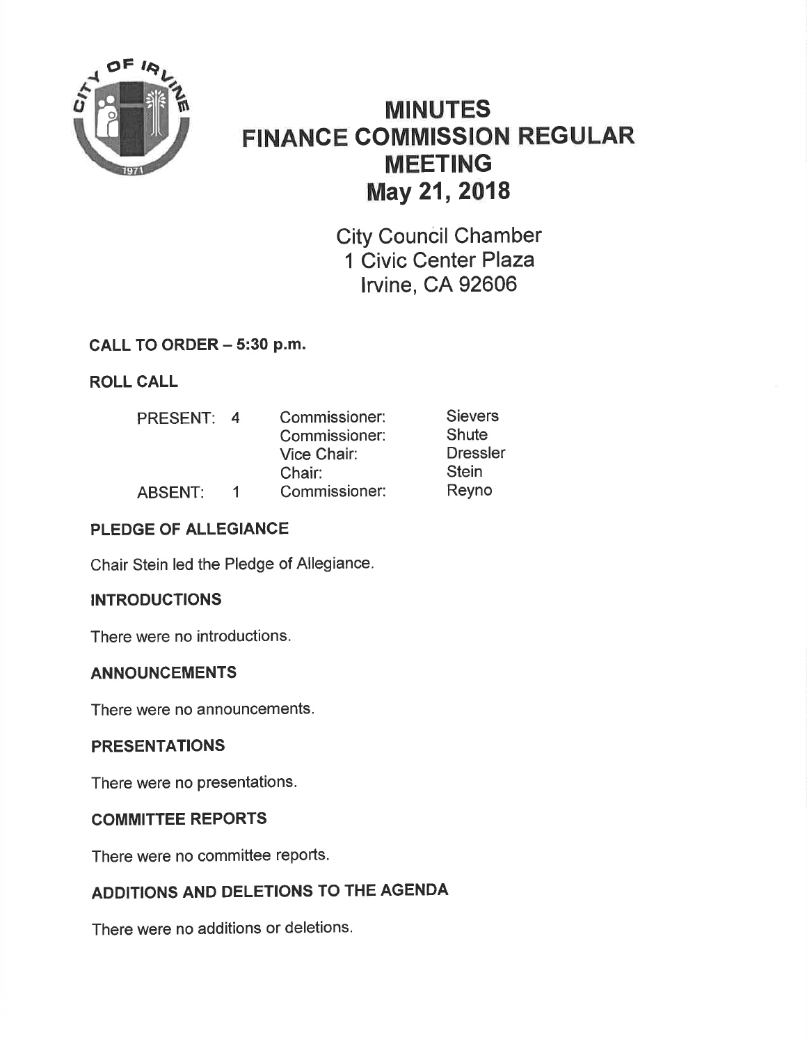# MINUTES
# FINANCE COMMISSION REGULAR MEETING
# May 21, 2018

City Council Chamber
1 Civic Center Plaza
Irvine, CA 92606

## CALL TO ORDER – 5:30 p.m.

## ROLL CALL

| | | | |
|---|---|---|---|
| PRESENT: | 4 | Commissioner: | Sievers |
| | | Commissioner: | Shute |
| | | Vice Chair: | Dressler |
| | | Chair: | Stein |
| ABSENT: | 1 | Commissioner: | Reyno |

## PLEDGE OF ALLEGIANCE

Chair Stein led the Pledge of Allegiance.

## INTRODUCTIONS

There were no introductions.

## ANNOUNCEMENTS

There were no announcements.

## PRESENTATIONS

There were no presentations.

## COMMITTEE REPORTS

There were no committee reports.

## ADDITIONS AND DELETIONS TO THE AGENDA

There were no additions or deletions.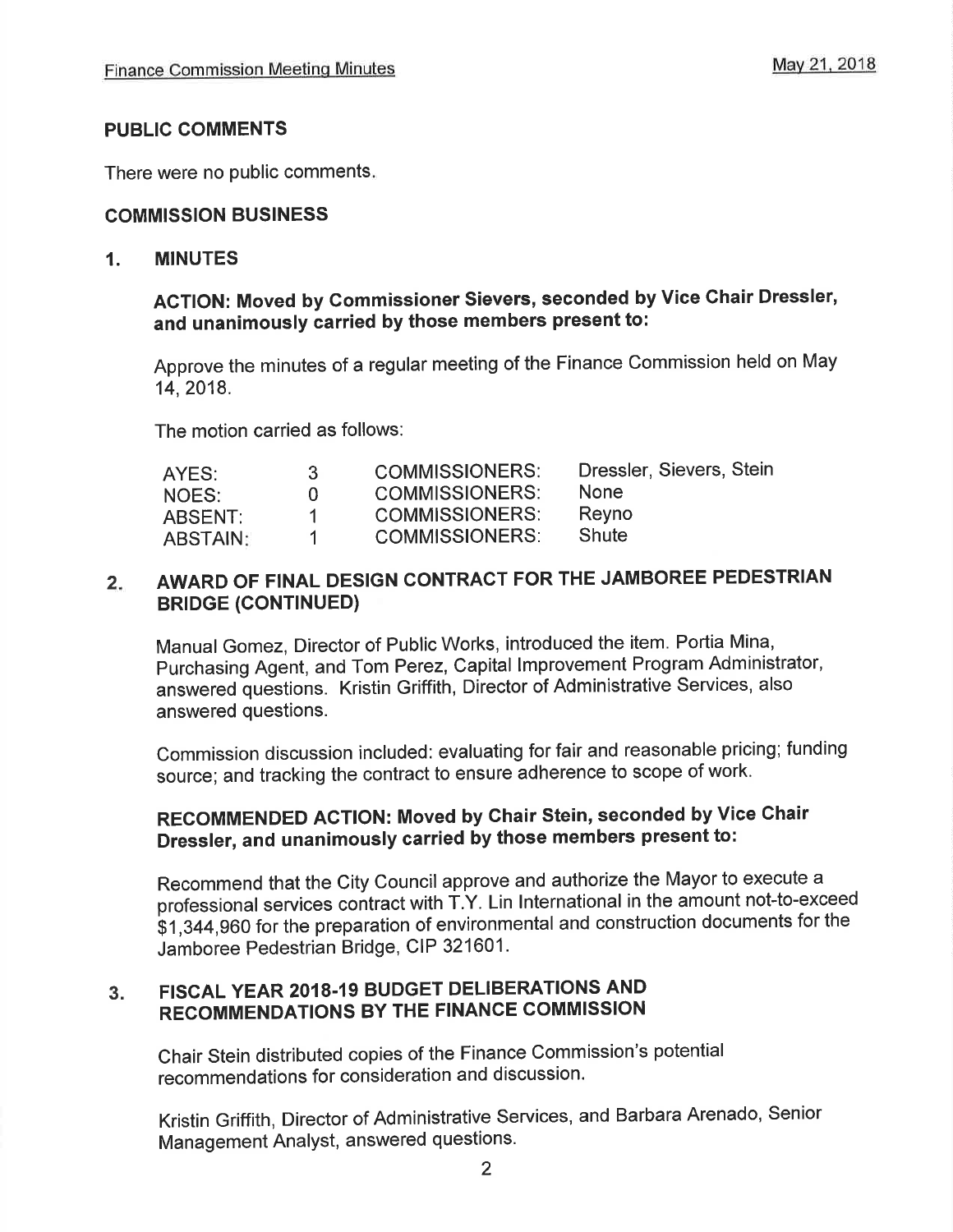## PUBLIC COMMENTS

There were no public comments.

## COMMISSION BUSINESS

### 1. MINUTES

**ACTION: Moved by Commissioner Sievers, seconded by Vice Chair Dressler, and unanimously carried by those members present to:**

Approve the minutes of a regular meeting of the Finance Commission held on May 14, 2018.

The motion carried as follows:

| | | | |
|---|---|---|---|
| AYES: | 3 | COMMISSIONERS: | Dressler, Sievers, Stein |
| NOES: | 0 | COMMISSIONERS: | None |
| ABSENT: | 1 | COMMISSIONERS: | Reyno |
| ABSTAIN: | 1 | COMMISSIONERS: | Shute |

### 2. AWARD OF FINAL DESIGN CONTRACT FOR THE JAMBOREE PEDESTRIAN BRIDGE (CONTINUED)

Manual Gomez, Director of Public Works, introduced the item. Portia Mina, Purchasing Agent, and Tom Perez, Capital Improvement Program Administrator, answered questions. Kristin Griffith, Director of Administrative Services, also answered questions.

Commission discussion included: evaluating for fair and reasonable pricing; funding source; and tracking the contract to ensure adherence to scope of work.

**RECOMMENDED ACTION: Moved by Chair Stein, seconded by Vice Chair Dressler, and unanimously carried by those members present to:**

Recommend that the City Council approve and authorize the Mayor to execute a professional services contract with T.Y. Lin International in the amount not-to-exceed $1,344,960 for the preparation of environmental and construction documents for the Jamboree Pedestrian Bridge, CIP 321601.

### 3. FISCAL YEAR 2018-19 BUDGET DELIBERATIONS AND RECOMMENDATIONS BY THE FINANCE COMMISSION

Chair Stein distributed copies of the Finance Commission's potential recommendations for consideration and discussion.

Kristin Griffith, Director of Administrative Services, and Barbara Arenado, Senior Management Analyst, answered questions.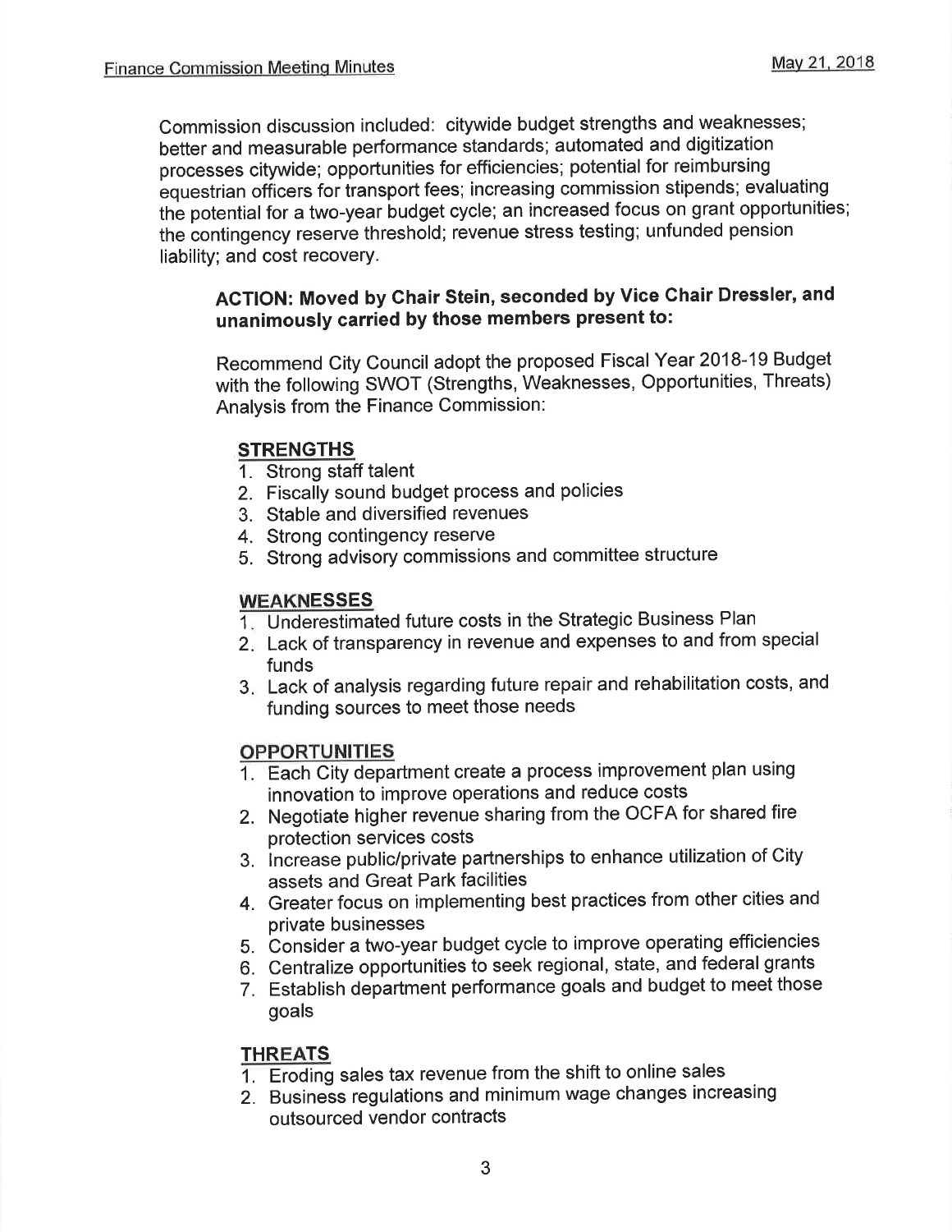Commission discussion included: citywide budget strengths and weaknesses; better and measurable performance standards; automated and digitization processes citywide; opportunities for efficiencies; potential for reimbursing equestrian officers for transport fees; increasing commission stipends; evaluating the potential for a two-year budget cycle; an increased focus on grant opportunities; the contingency reserve threshold; revenue stress testing; unfunded pension liability; and cost recovery.

**ACTION: Moved by Chair Stein, seconded by Vice Chair Dressler, and unanimously carried by those members present to:**

Recommend City Council adopt the proposed Fiscal Year 2018-19 Budget with the following SWOT (Strengths, Weaknesses, Opportunities, Threats) Analysis from the Finance Commission:

**STRENGTHS**

1. Strong staff talent
2. Fiscally sound budget process and policies
3. Stable and diversified revenues
4. Strong contingency reserve
5. Strong advisory commissions and committee structure

**WEAKNESSES**

1. Underestimated future costs in the Strategic Business Plan
2. Lack of transparency in revenue and expenses to and from special funds
3. Lack of analysis regarding future repair and rehabilitation costs, and funding sources to meet those needs

**OPPORTUNITIES**

1. Each City department create a process improvement plan using innovation to improve operations and reduce costs
2. Negotiate higher revenue sharing from the OCFA for shared fire protection services costs
3. Increase public/private partnerships to enhance utilization of City assets and Great Park facilities
4. Greater focus on implementing best practices from other cities and private businesses
5. Consider a two-year budget cycle to improve operating efficiencies
6. Centralize opportunities to seek regional, state, and federal grants
7. Establish department performance goals and budget to meet those goals

**THREATS**

1. Eroding sales tax revenue from the shift to online sales
2. Business regulations and minimum wage changes increasing outsourced vendor contracts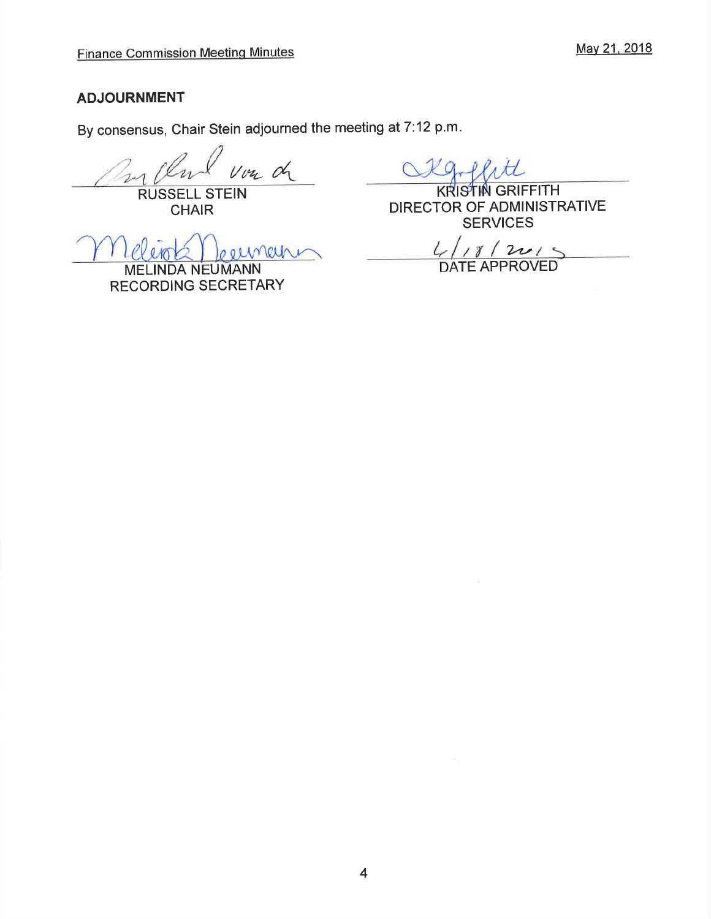## ADJOURNMENT

By consensus, Chair Stein adjourned the meeting at 7:12 p.m.

RUSSELL STEIN
CHAIR

MELINDA NEUMANN
RECORDING SECRETARY

KRISTIN GRIFFITH
DIRECTOR OF ADMINISTRATIVE SERVICES

6/18/2018
DATE APPROVED